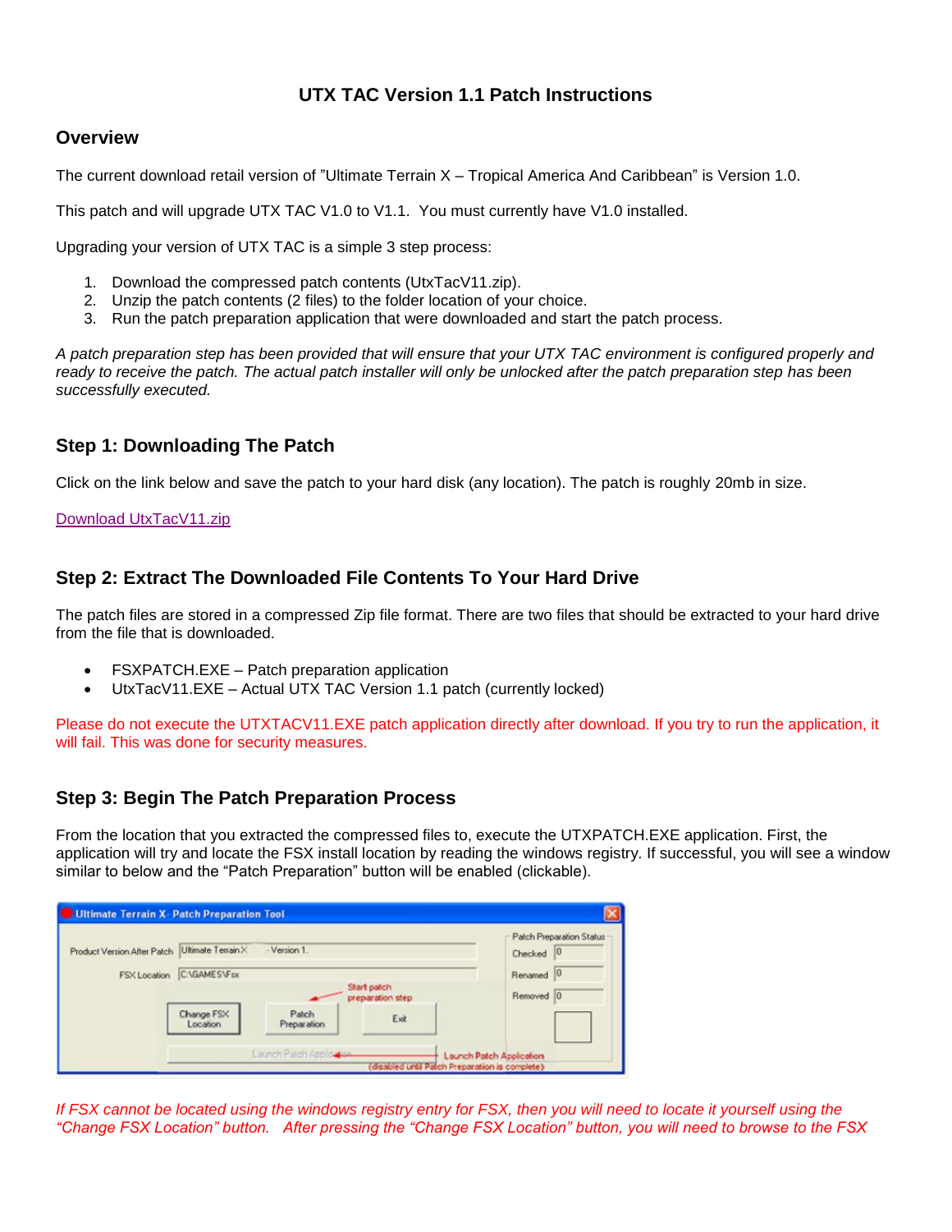# UTX TAC Version 1.1 Patch Instructions

## Overview

The current download retail version of "Ultimate Terrain X – Tropical America And Caribbean" is Version 1.0.

This patch and will upgrade UTX TAC V1.0 to V1.1. You must currently have V1.0 installed.

Upgrading your version of UTX TAC is a simple 3 step process:

1. Download the compressed patch contents (UtxTacV11.zip).
2. Unzip the patch contents (2 files) to the folder location of your choice.
3. Run the patch preparation application that were downloaded and start the patch process.

*A patch preparation step has been provided that will ensure that your UTX TAC environment is configured properly and ready to receive the patch. The actual patch installer will only be unlocked after the patch preparation step has been successfully executed.*

## Step 1: Downloading The Patch

Click on the link below and save the patch to your hard disk (any location). The patch is roughly 20mb in size.

Download UtxTacV11.zip

## Step 2: Extract The Downloaded File Contents To Your Hard Drive

The patch files are stored in a compressed Zip file format. There are two files that should be extracted to your hard drive from the file that is downloaded.

- FSXPATCH.EXE – Patch preparation application
- UtxTacV11.EXE – Actual UTX TAC Version 1.1 patch (currently locked)

Please do not execute the UTXTACV11.EXE patch application directly after download. If you try to run the application, it will fail. This was done for security measures.

## Step 3: Begin The Patch Preparation Process

From the location that you extracted the compressed files to, execute the UTXPATCH.EXE application. First, the application will try and locate the FSX install location by reading the windows registry. If successful, you will see a window similar to below and the "Patch Preparation" button will be enabled (clickable).

*If FSX cannot be located using the windows registry entry for FSX, then you will need to locate it yourself using the "Change FSX Location" button. After pressing the "Change FSX Location" button, you will need to browse to the FSX*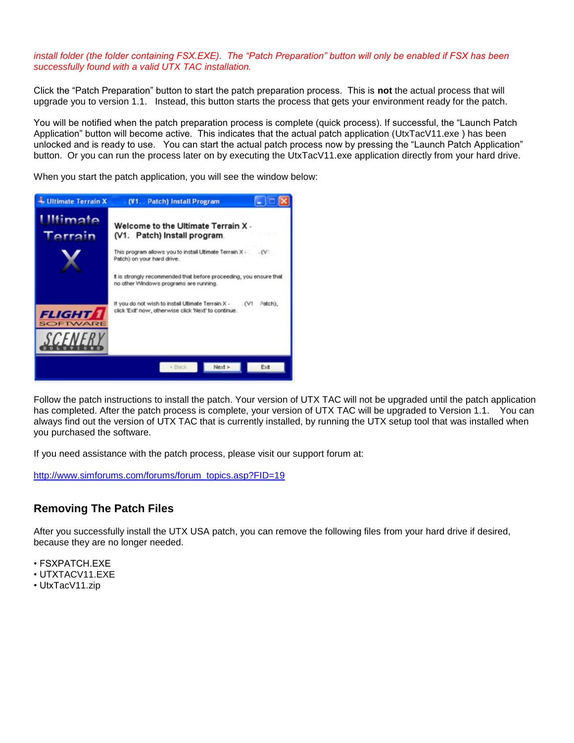*install folder (the folder containing FSX.EXE). The "Patch Preparation" button will only be enabled if FSX has been successfully found with a valid UTX TAC installation.*

Click the "Patch Preparation" button to start the patch preparation process. This is **not** the actual process that will upgrade you to version 1.1. Instead, this button starts the process that gets your environment ready for the patch.

You will be notified when the patch preparation process is complete (quick process). If successful, the "Launch Patch Application" button will become active. This indicates that the actual patch application (UtxTacV11.exe ) has been unlocked and is ready to use. You can start the actual patch process now by pressing the "Launch Patch Application" button. Or you can run the process later on by executing the UtxTacV11.exe application directly from your hard drive.

When you start the patch application, you will see the window below:

Follow the patch instructions to install the patch. Your version of UTX TAC will not be upgraded until the patch application has completed. After the patch process is complete, your version of UTX TAC will be upgraded to Version 1.1. You can always find out the version of UTX TAC that is currently installed, by running the UTX setup tool that was installed when you purchased the software.

If you need assistance with the patch process, please visit our support forum at:

http://www.simforums.com/forums/forum_topics.asp?FID=19

## Removing The Patch Files

After you successfully install the UTX USA patch, you can remove the following files from your hard drive if desired, because they are no longer needed.

- FSXPATCH.EXE
- UTXTACV11.EXE
- UtxTacV11.zip